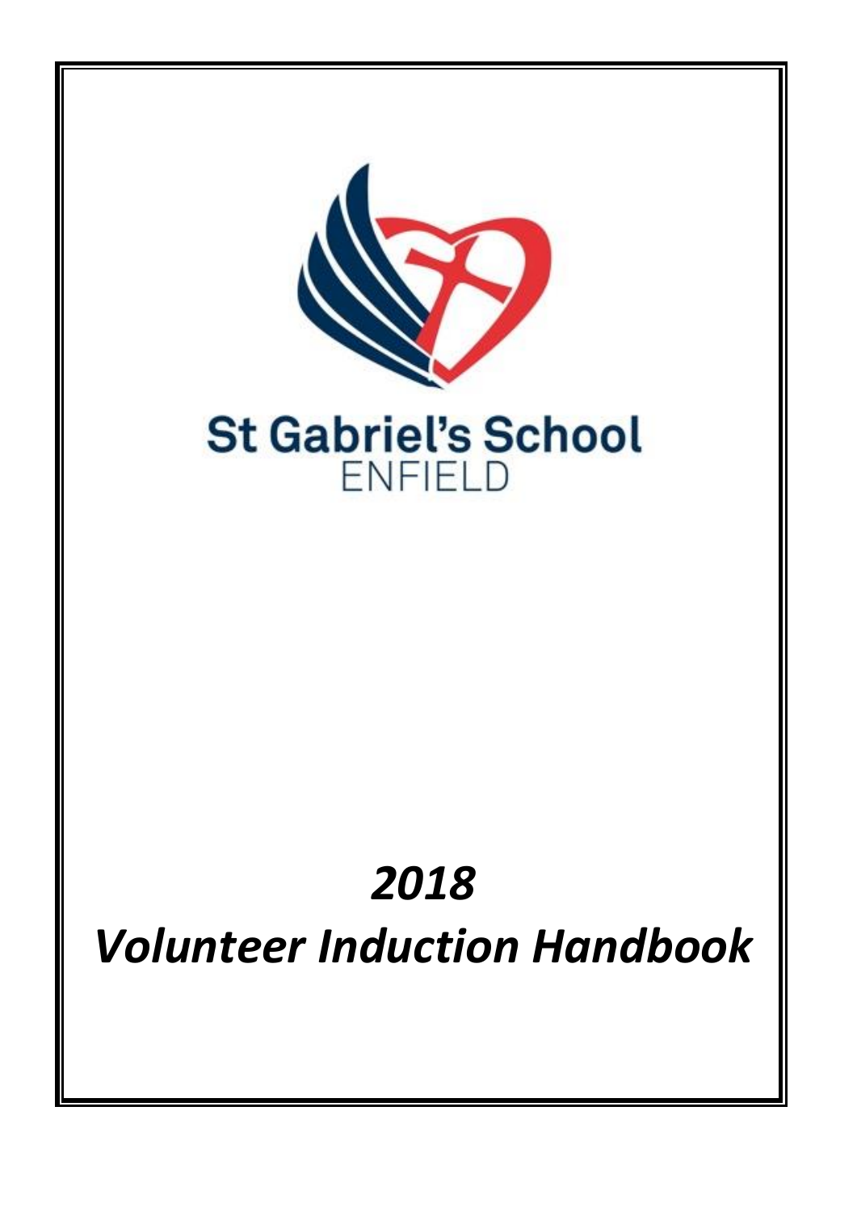St Gabriel's School
ENFIELD

# *2018*
# *Volunteer Induction Handbook*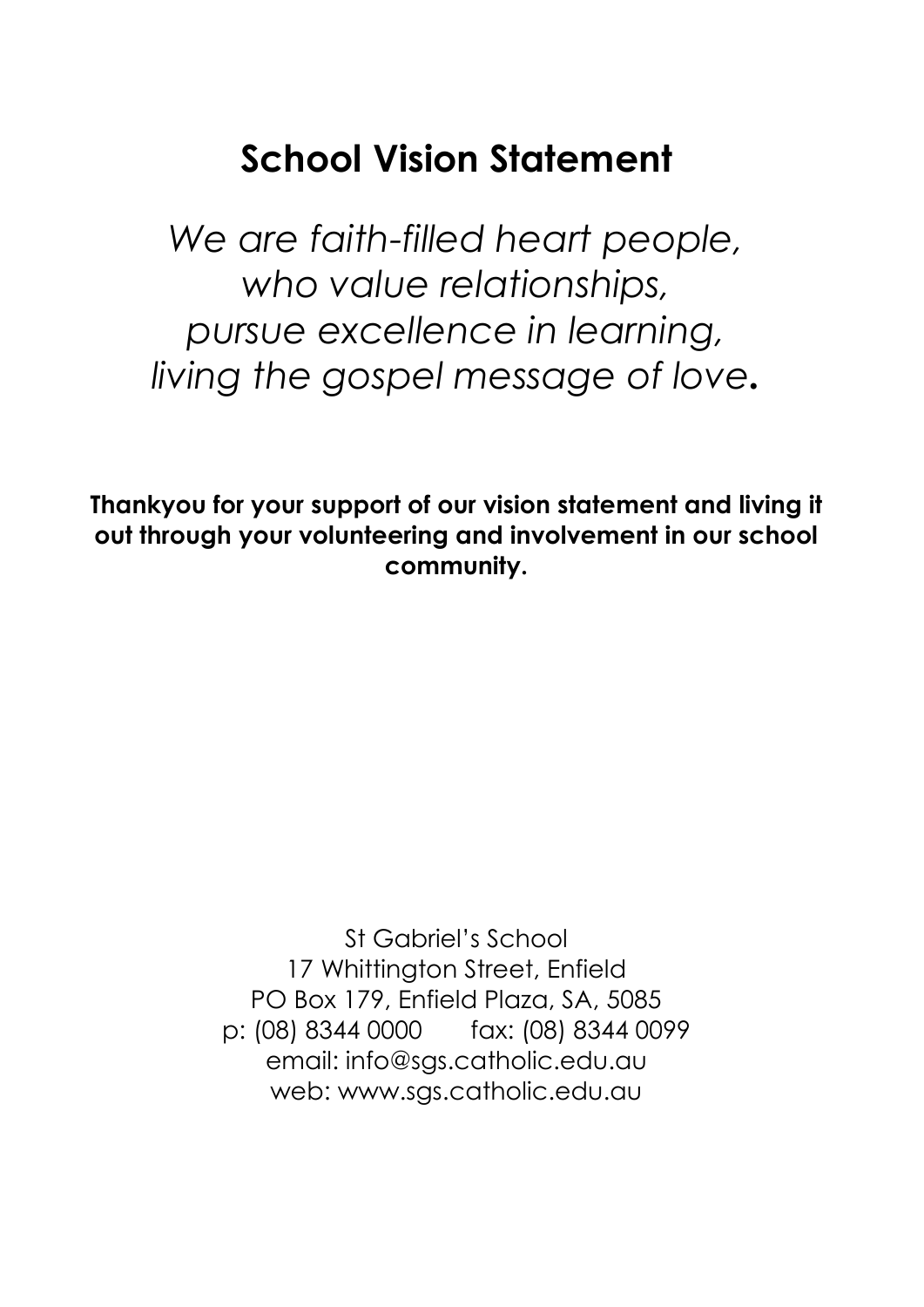# School Vision Statement

*We are faith-filled heart people,*
*who value relationships,*
*pursue excellence in learning,*
*living the gospel message of love.*

**Thankyou for your support of our vision statement and living it out through your volunteering and involvement in our school community.**

St Gabriel's School
17 Whittington Street, Enfield
PO Box 179, Enfield Plaza, SA, 5085
p: (08) 8344 0000 fax: (08) 8344 0099
email: info@sgs.catholic.edu.au
web: www.sgs.catholic.edu.au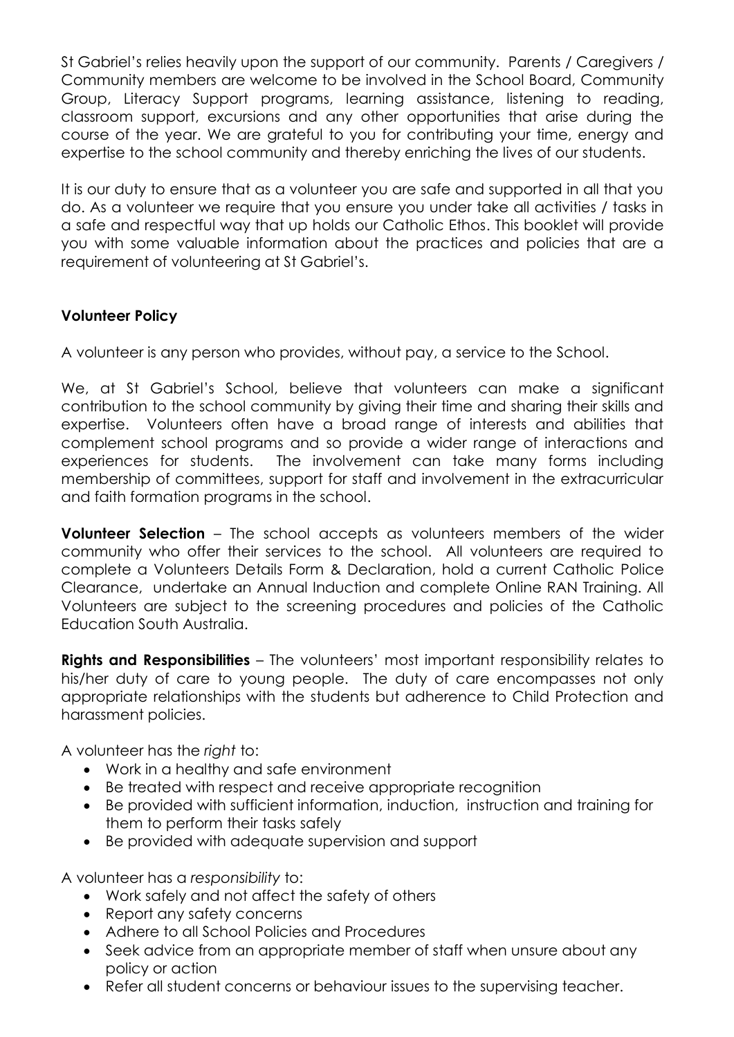St Gabriel's relies heavily upon the support of our community. Parents / Caregivers / Community members are welcome to be involved in the School Board, Community Group, Literacy Support programs, learning assistance, listening to reading, classroom support, excursions and any other opportunities that arise during the course of the year. We are grateful to you for contributing your time, energy and expertise to the school community and thereby enriching the lives of our students.

It is our duty to ensure that as a volunteer you are safe and supported in all that you do. As a volunteer we require that you ensure you under take all activities / tasks in a safe and respectful way that up holds our Catholic Ethos. This booklet will provide you with some valuable information about the practices and policies that are a requirement of volunteering at St Gabriel's.

**Volunteer Policy**

A volunteer is any person who provides, without pay, a service to the School.

We, at St Gabriel's School, believe that volunteers can make a significant contribution to the school community by giving their time and sharing their skills and expertise. Volunteers often have a broad range of interests and abilities that complement school programs and so provide a wider range of interactions and experiences for students. The involvement can take many forms including membership of committees, support for staff and involvement in the extracurricular and faith formation programs in the school.

**Volunteer Selection** – The school accepts as volunteers members of the wider community who offer their services to the school. All volunteers are required to complete a Volunteers Details Form & Declaration, hold a current Catholic Police Clearance, undertake an Annual Induction and complete Online RAN Training. All Volunteers are subject to the screening procedures and policies of the Catholic Education South Australia.

**Rights and Responsibilities** – The volunteers' most important responsibility relates to his/her duty of care to young people. The duty of care encompasses not only appropriate relationships with the students but adherence to Child Protection and harassment policies.

A volunteer has the *right* to:

- Work in a healthy and safe environment
- Be treated with respect and receive appropriate recognition
- Be provided with sufficient information, induction, instruction and training for them to perform their tasks safely
- Be provided with adequate supervision and support

A volunteer has a *responsibility* to:

- Work safely and not affect the safety of others
- Report any safety concerns
- Adhere to all School Policies and Procedures
- Seek advice from an appropriate member of staff when unsure about any policy or action
- Refer all student concerns or behaviour issues to the supervising teacher.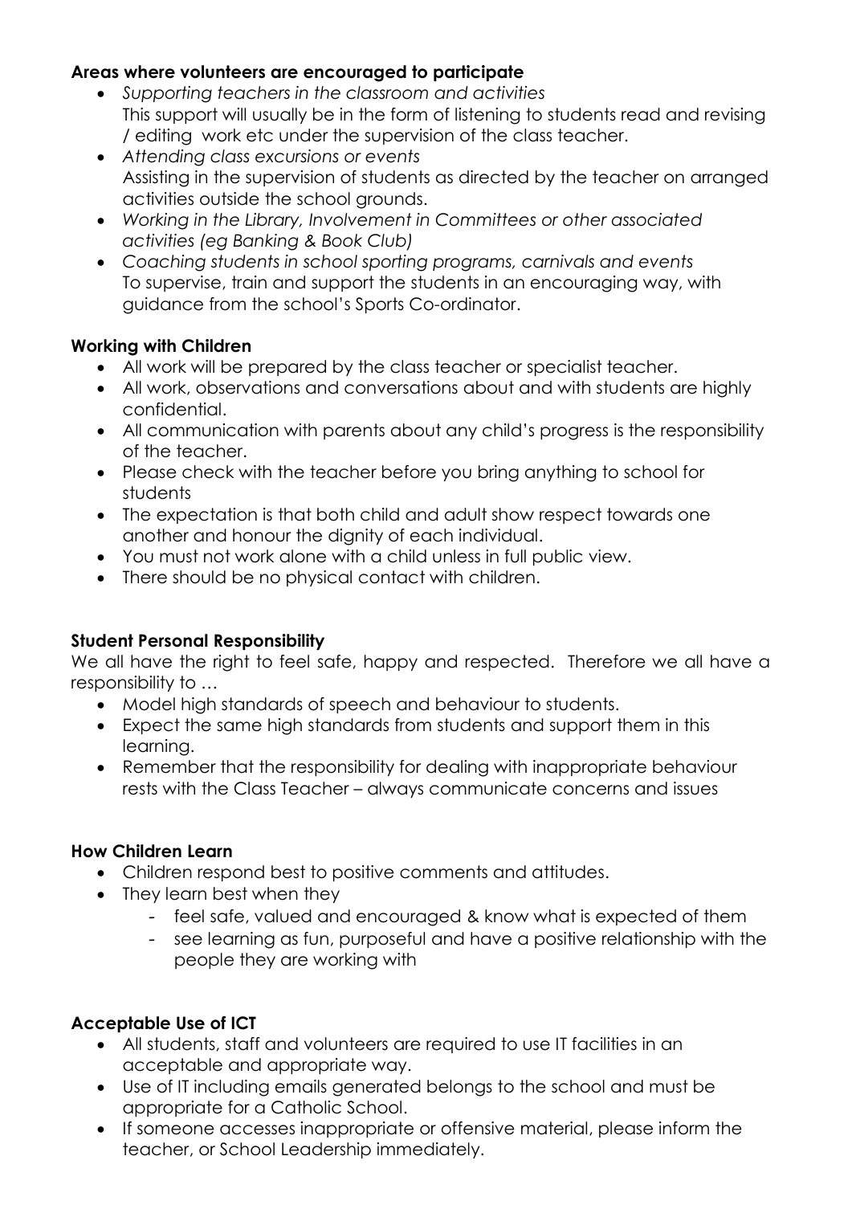**Areas where volunteers are encouraged to participate**

- *Supporting teachers in the classroom and activities*
  This support will usually be in the form of listening to students read and revising / editing work etc under the supervision of the class teacher.
- *Attending class excursions or events*
  Assisting in the supervision of students as directed by the teacher on arranged activities outside the school grounds.
- *Working in the Library, Involvement in Committees or other associated activities (eg Banking & Book Club)*
- *Coaching students in school sporting programs, carnivals and events*
  To supervise, train and support the students in an encouraging way, with guidance from the school's Sports Co-ordinator.

**Working with Children**

- All work will be prepared by the class teacher or specialist teacher.
- All work, observations and conversations about and with students are highly confidential.
- All communication with parents about any child's progress is the responsibility of the teacher.
- Please check with the teacher before you bring anything to school for students
- The expectation is that both child and adult show respect towards one another and honour the dignity of each individual.
- You must not work alone with a child unless in full public view.
- There should be no physical contact with children.

**Student Personal Responsibility**

We all have the right to feel safe, happy and respected. Therefore we all have a responsibility to …

- Model high standards of speech and behaviour to students.
- Expect the same high standards from students and support them in this learning.
- Remember that the responsibility for dealing with inappropriate behaviour rests with the Class Teacher – always communicate concerns and issues

**How Children Learn**

- Children respond best to positive comments and attitudes.
- They learn best when they
  - feel safe, valued and encouraged & know what is expected of them
  - see learning as fun, purposeful and have a positive relationship with the people they are working with

**Acceptable Use of ICT**

- All students, staff and volunteers are required to use IT facilities in an acceptable and appropriate way.
- Use of IT including emails generated belongs to the school and must be appropriate for a Catholic School.
- If someone accesses inappropriate or offensive material, please inform the teacher, or School Leadership immediately.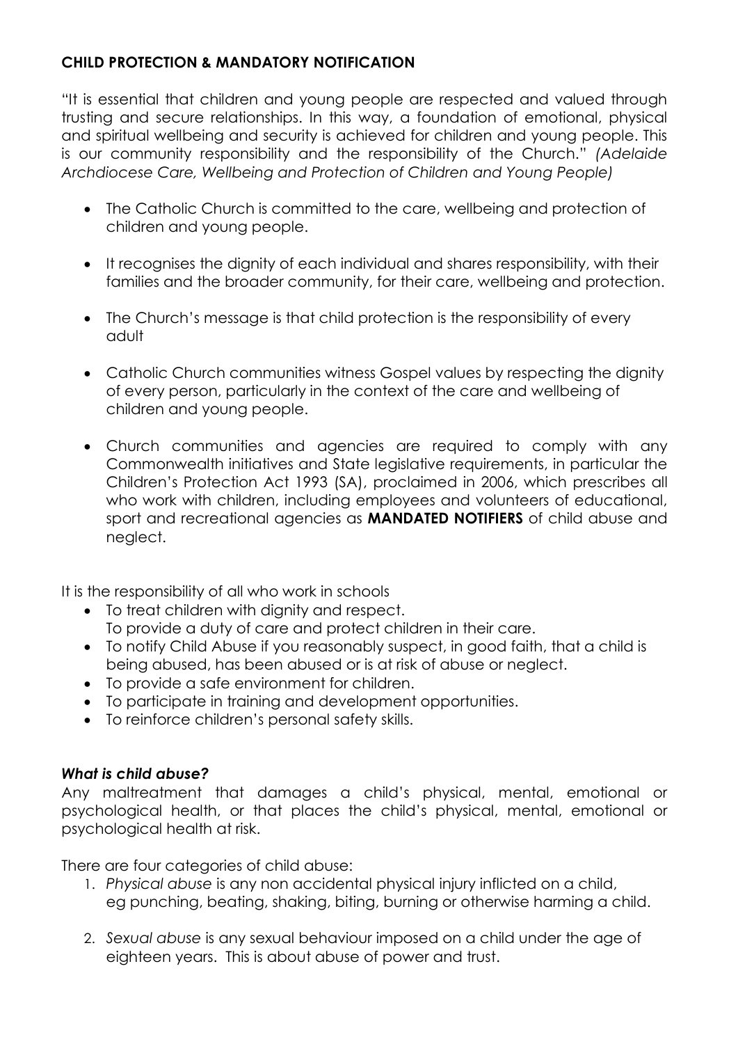**CHILD PROTECTION & MANDATORY NOTIFICATION**

"It is essential that children and young people are respected and valued through trusting and secure relationships. In this way, a foundation of emotional, physical and spiritual wellbeing and security is achieved for children and young people. This is our community responsibility and the responsibility of the Church." *(Adelaide Archdiocese Care, Wellbeing and Protection of Children and Young People)*

- The Catholic Church is committed to the care, wellbeing and protection of children and young people.
- It recognises the dignity of each individual and shares responsibility, with their families and the broader community, for their care, wellbeing and protection.
- The Church's message is that child protection is the responsibility of every adult
- Catholic Church communities witness Gospel values by respecting the dignity of every person, particularly in the context of the care and wellbeing of children and young people.
- Church communities and agencies are required to comply with any Commonwealth initiatives and State legislative requirements, in particular the Children's Protection Act 1993 (SA), proclaimed in 2006, which prescribes all who work with children, including employees and volunteers of educational, sport and recreational agencies as **MANDATED NOTIFIERS** of child abuse and neglect.

It is the responsibility of all who work in schools

- To treat children with dignity and respect.
  To provide a duty of care and protect children in their care.
- To notify Child Abuse if you reasonably suspect, in good faith, that a child is being abused, has been abused or is at risk of abuse or neglect.
- To provide a safe environment for children.
- To participate in training and development opportunities.
- To reinforce children's personal safety skills.

***What is child abuse?***

Any maltreatment that damages a child's physical, mental, emotional or psychological health, or that places the child's physical, mental, emotional or psychological health at risk.

There are four categories of child abuse:

1. *Physical abuse* is any non accidental physical injury inflicted on a child, eg punching, beating, shaking, biting, burning or otherwise harming a child.
2. *Sexual abuse* is any sexual behaviour imposed on a child under the age of eighteen years. This is about abuse of power and trust.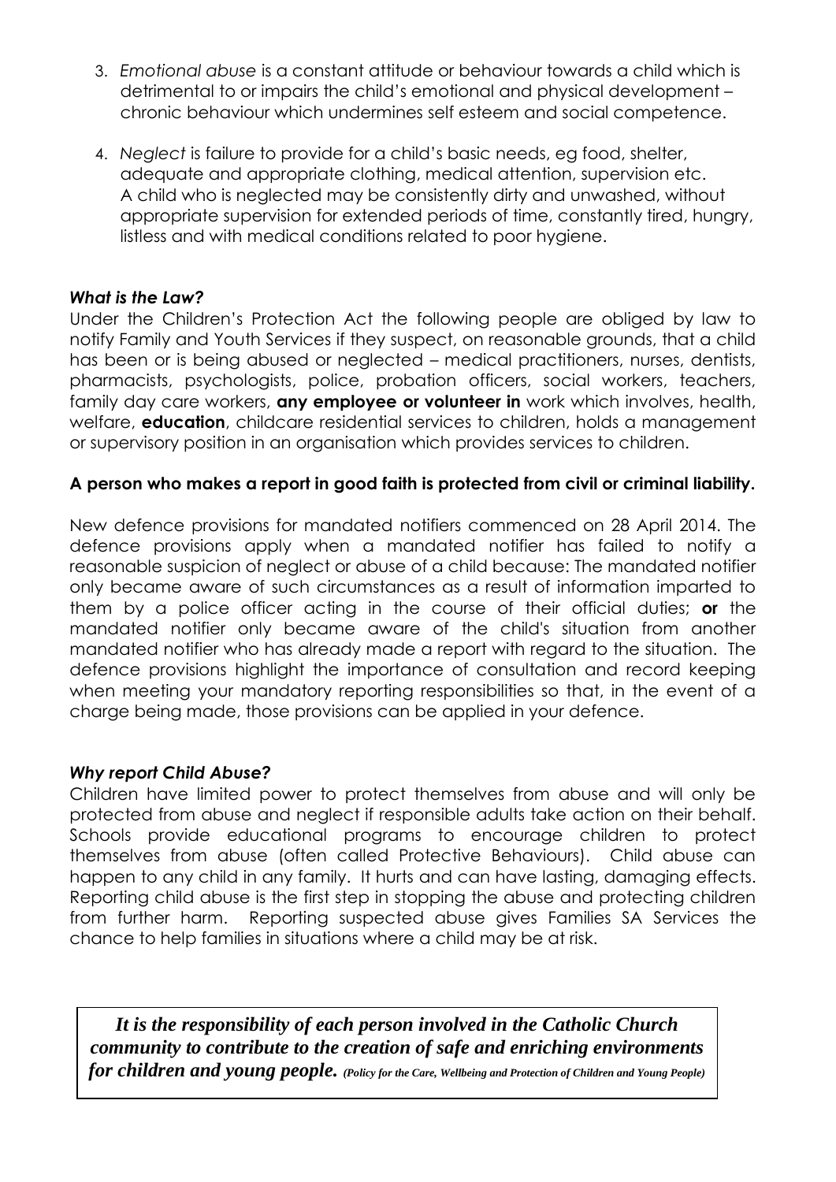3. *Emotional abuse* is a constant attitude or behaviour towards a child which is detrimental to or impairs the child's emotional and physical development – chronic behaviour which undermines self esteem and social competence.

4. *Neglect* is failure to provide for a child's basic needs, eg food, shelter, adequate and appropriate clothing, medical attention, supervision etc. A child who is neglected may be consistently dirty and unwashed, without appropriate supervision for extended periods of time, constantly tired, hungry, listless and with medical conditions related to poor hygiene.

### *What is the Law?*

Under the Children's Protection Act the following people are obliged by law to notify Family and Youth Services if they suspect, on reasonable grounds, that a child has been or is being abused or neglected – medical practitioners, nurses, dentists, pharmacists, psychologists, police, probation officers, social workers, teachers, family day care workers, **any employee or volunteer in** work which involves, health, welfare, **education**, childcare residential services to children, holds a management or supervisory position in an organisation which provides services to children.

**A person who makes a report in good faith is protected from civil or criminal liability.**

New defence provisions for mandated notifiers commenced on 28 April 2014. The defence provisions apply when a mandated notifier has failed to notify a reasonable suspicion of neglect or abuse of a child because: The mandated notifier only became aware of such circumstances as a result of information imparted to them by a police officer acting in the course of their official duties; **or** the mandated notifier only became aware of the child's situation from another mandated notifier who has already made a report with regard to the situation. The defence provisions highlight the importance of consultation and record keeping when meeting your mandatory reporting responsibilities so that, in the event of a charge being made, those provisions can be applied in your defence.

### *Why report Child Abuse?*

Children have limited power to protect themselves from abuse and will only be protected from abuse and neglect if responsible adults take action on their behalf. Schools provide educational programs to encourage children to protect themselves from abuse (often called Protective Behaviours). Child abuse can happen to any child in any family. It hurts and can have lasting, damaging effects. Reporting child abuse is the first step in stopping the abuse and protecting children from further harm. Reporting suspected abuse gives Families SA Services the chance to help families in situations where a child may be at risk.

> ***It is the responsibility of each person involved in the Catholic Church community to contribute to the creation of safe and enriching environments for children and young people.*** *(Policy for the Care, Wellbeing and Protection of Children and Young People)*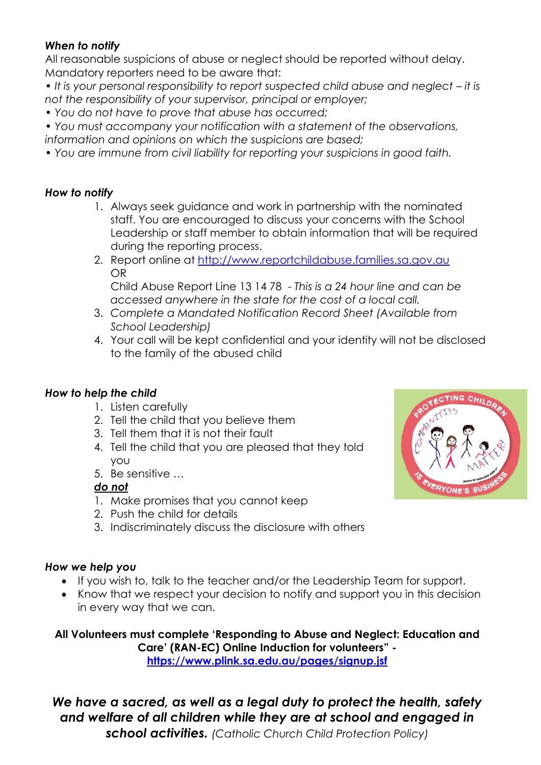***When to notify***

All reasonable suspicions of abuse or neglect should be reported without delay. Mandatory reporters need to be aware that:

*• It is your personal responsibility to report suspected child abuse and neglect – it is not the responsibility of your supervisor, principal or employer;*

*• You do not have to prove that abuse has occurred;*

*• You must accompany your notification with a statement of the observations, information and opinions on which the suspicions are based;*

*• You are immune from civil liability for reporting your suspicions in good faith.*

***How to notify***

1. Always seek guidance and work in partnership with the nominated staff. You are encouraged to discuss your concerns with the School Leadership or staff member to obtain information that will be required during the reporting process.
2. Report online at [http://www.reportchildabuse.families.sa.gov.au](http://www.reportchildabuse.families.sa.gov.au)
   OR
   Child Abuse Report Line 13 14 78 *- This is a 24 hour line and can be accessed anywhere in the state for the cost of a local call.*
3. *Complete a Mandated Notification Record Sheet (Available from School Leadership)*
4. Your call will be kept confidential and your identity will not be disclosed to the family of the abused child

***How to help the child***

1. Listen carefully
2. Tell the child that you believe them
3. Tell them that it is not their fault
4. Tell the child that you are pleased that they told you
5. Be sensitive …

***<u>do not</u>***

1. Make promises that you cannot keep
2. Push the child for details
3. Indiscriminately discuss the disclosure with others

***How we help you***

- If you wish to, talk to the teacher and/or the Leadership Team for support.
- Know that we respect your decision to notify and support you in this decision in every way that we can.

**All Volunteers must complete 'Responding to Abuse and Neglect: Education and Care' (RAN-EC) Online Induction for volunteers" - [https://www.plink.sa.edu.au/pages/signup.jsf](https://www.plink.sa.edu.au/pages/signup.jsf)**

***We have a sacred, as well as a legal duty to protect the health, safety and welfare of all children while they are at school and engaged in school activities.*** *(Catholic Church Child Protection Policy)*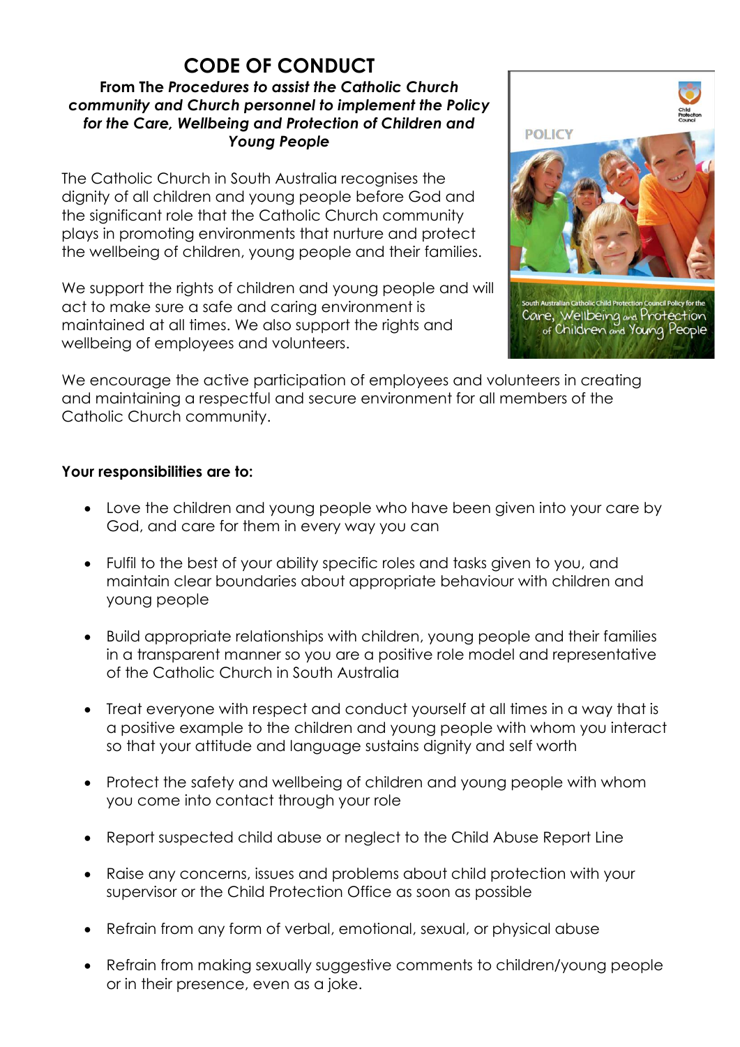# CODE OF CONDUCT

**From The *Procedures to assist the Catholic Church community and Church personnel to implement the Policy for the Care, Wellbeing and Protection of Children and Young People***

The Catholic Church in South Australia recognises the dignity of all children and young people before God and the significant role that the Catholic Church community plays in promoting environments that nurture and protect the wellbeing of children, young people and their families.

We support the rights of children and young people and will act to make sure a safe and caring environment is maintained at all times. We also support the rights and wellbeing of employees and volunteers.

We encourage the active participation of employees and volunteers in creating and maintaining a respectful and secure environment for all members of the Catholic Church community.

**Your responsibilities are to:**

- Love the children and young people who have been given into your care by God, and care for them in every way you can
- Fulfil to the best of your ability specific roles and tasks given to you, and maintain clear boundaries about appropriate behaviour with children and young people
- Build appropriate relationships with children, young people and their families in a transparent manner so you are a positive role model and representative of the Catholic Church in South Australia
- Treat everyone with respect and conduct yourself at all times in a way that is a positive example to the children and young people with whom you interact so that your attitude and language sustains dignity and self worth
- Protect the safety and wellbeing of children and young people with whom you come into contact through your role
- Report suspected child abuse or neglect to the Child Abuse Report Line
- Raise any concerns, issues and problems about child protection with your supervisor or the Child Protection Office as soon as possible
- Refrain from any form of verbal, emotional, sexual, or physical abuse
- Refrain from making sexually suggestive comments to children/young people or in their presence, even as a joke.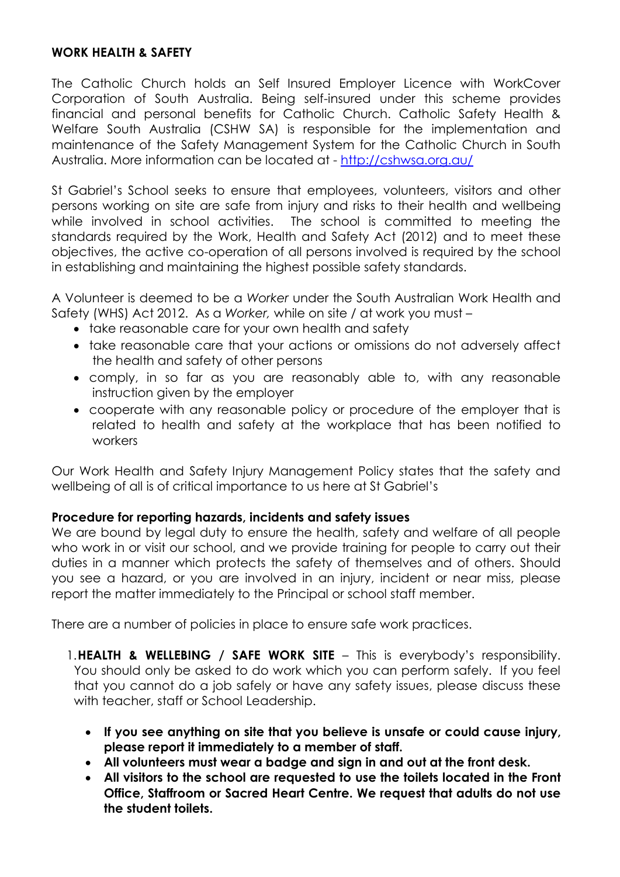**WORK HEALTH & SAFETY**

The Catholic Church holds an Self Insured Employer Licence with WorkCover Corporation of South Australia. Being self-insured under this scheme provides financial and personal benefits for Catholic Church. Catholic Safety Health & Welfare South Australia (CSHW SA) is responsible for the implementation and maintenance of the Safety Management System for the Catholic Church in South Australia. More information can be located at - [http://cshwsa.org.au/](http://cshwsa.org.au/)

St Gabriel's School seeks to ensure that employees, volunteers, visitors and other persons working on site are safe from injury and risks to their health and wellbeing while involved in school activities. The school is committed to meeting the standards required by the Work, Health and Safety Act (2012) and to meet these objectives, the active co-operation of all persons involved is required by the school in establishing and maintaining the highest possible safety standards.

A Volunteer is deemed to be a *Worker* under the South Australian Work Health and Safety (WHS) Act 2012. As a *Worker,* while on site / at work you must –

- take reasonable care for your own health and safety
- take reasonable care that your actions or omissions do not adversely affect the health and safety of other persons
- comply, in so far as you are reasonably able to, with any reasonable instruction given by the employer
- cooperate with any reasonable policy or procedure of the employer that is related to health and safety at the workplace that has been notified to workers

Our Work Health and Safety Injury Management Policy states that the safety and wellbeing of all is of critical importance to us here at St Gabriel's

**Procedure for reporting hazards, incidents and safety issues**

We are bound by legal duty to ensure the health, safety and welfare of all people who work in or visit our school, and we provide training for people to carry out their duties in a manner which protects the safety of themselves and of others. Should you see a hazard, or you are involved in an injury, incident or near miss, please report the matter immediately to the Principal or school staff member.

There are a number of policies in place to ensure safe work practices.

1. **HEALTH & WELLEBING / SAFE WORK SITE** – This is everybody's responsibility. You should only be asked to do work which you can perform safely. If you feel that you cannot do a job safely or have any safety issues, please discuss these with teacher, staff or School Leadership.

   - **If you see anything on site that you believe is unsafe or could cause injury, please report it immediately to a member of staff.**
   - **All volunteers must wear a badge and sign in and out at the front desk.**
   - **All visitors to the school are requested to use the toilets located in the Front Office, Staffroom or Sacred Heart Centre. We request that adults do not use the student toilets.**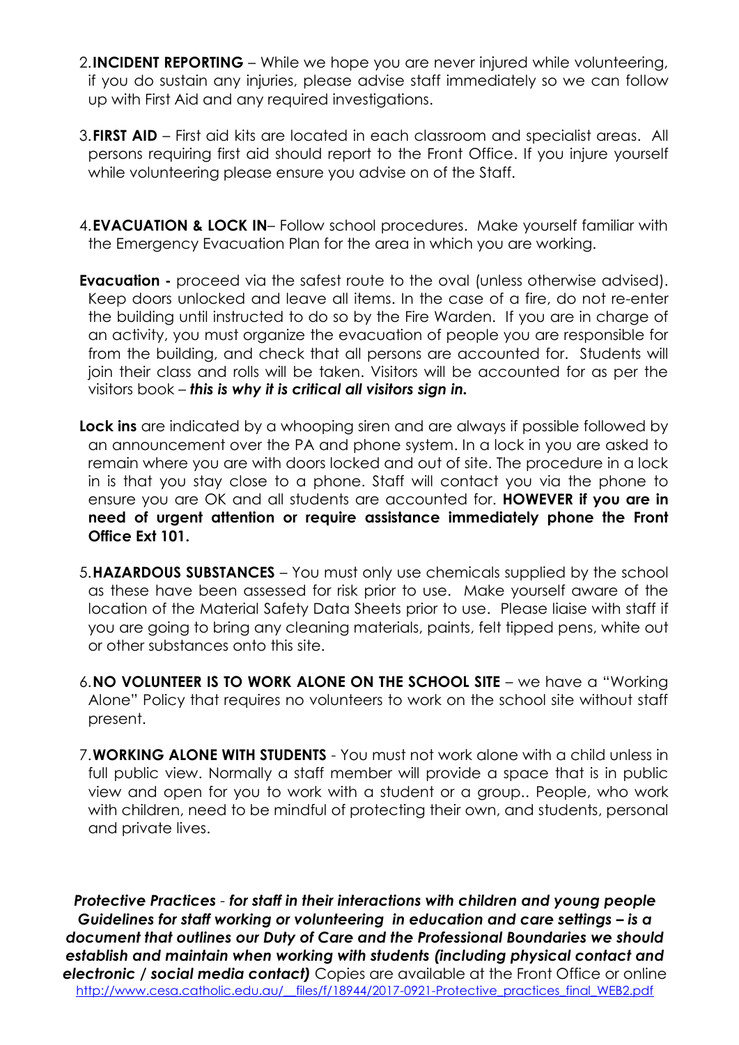2. **INCIDENT REPORTING** – While we hope you are never injured while volunteering, if you do sustain any injuries, please advise staff immediately so we can follow up with First Aid and any required investigations.

3. **FIRST AID** – First aid kits are located in each classroom and specialist areas. All persons requiring first aid should report to the Front Office. If you injure yourself while volunteering please ensure you advise on of the Staff.

4. **EVACUATION & LOCK IN**– Follow school procedures. Make yourself familiar with the Emergency Evacuation Plan for the area in which you are working.

**Evacuation -** proceed via the safest route to the oval (unless otherwise advised). Keep doors unlocked and leave all items. In the case of a fire, do not re-enter the building until instructed to do so by the Fire Warden. If you are in charge of an activity, you must organize the evacuation of people you are responsible for from the building, and check that all persons are accounted for. Students will join their class and rolls will be taken. Visitors will be accounted for as per the visitors book – ***this is why it is critical all visitors sign in.***

**Lock ins** are indicated by a whooping siren and are always if possible followed by an announcement over the PA and phone system. In a lock in you are asked to remain where you are with doors locked and out of site. The procedure in a lock in is that you stay close to a phone. Staff will contact you via the phone to ensure you are OK and all students are accounted for. **HOWEVER if you are in need of urgent attention or require assistance immediately phone the Front Office Ext 101.**

5. **HAZARDOUS SUBSTANCES** – You must only use chemicals supplied by the school as these have been assessed for risk prior to use. Make yourself aware of the location of the Material Safety Data Sheets prior to use. Please liaise with staff if you are going to bring any cleaning materials, paints, felt tipped pens, white out or other substances onto this site.

6. **NO VOLUNTEER IS TO WORK ALONE ON THE SCHOOL SITE** – we have a "Working Alone" Policy that requires no volunteers to work on the school site without staff present.

7. **WORKING ALONE WITH STUDENTS** - You must not work alone with a child unless in full public view. Normally a staff member will provide a space that is in public view and open for you to work with a student or a group.. People, who work with children, need to be mindful of protecting their own, and students, personal and private lives.

***Protective Practices** - **for staff in their interactions with children and young people Guidelines for staff working or volunteering in education and care settings – is a document that outlines our Duty of Care and the Professional Boundaries we should establish and maintain when working with students (including physical contact and electronic / social media contact)*** Copies are available at the Front Office or online http://www.cesa.catholic.edu.au/__files/f/18944/2017-0921-Protective_practices_final_WEB2.pdf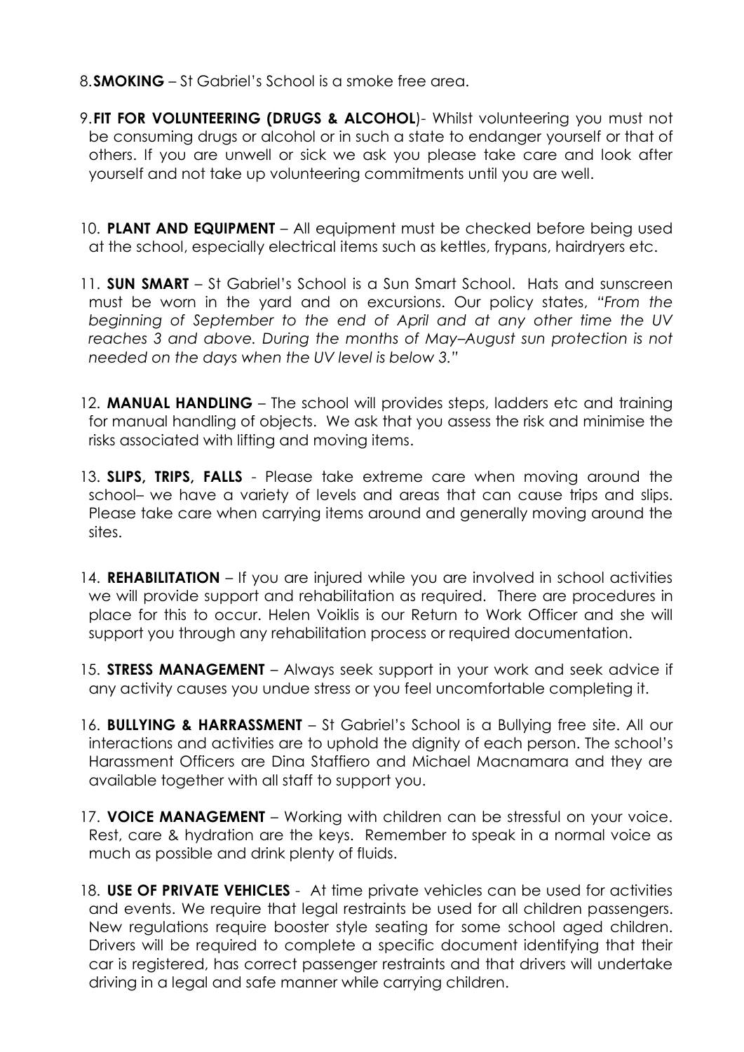8. **SMOKING** – St Gabriel's School is a smoke free area.

9. **FIT FOR VOLUNTEERING (DRUGS & ALCOHOL**)- Whilst volunteering you must not be consuming drugs or alcohol or in such a state to endanger yourself or that of others. If you are unwell or sick we ask you please take care and look after yourself and not take up volunteering commitments until you are well.

10. **PLANT AND EQUIPMENT** – All equipment must be checked before being used at the school, especially electrical items such as kettles, frypans, hairdryers etc.

11. **SUN SMART** – St Gabriel's School is a Sun Smart School. Hats and sunscreen must be worn in the yard and on excursions. Our policy states, *"From the beginning of September to the end of April and at any other time the UV reaches 3 and above. During the months of May–August sun protection is not needed on the days when the UV level is below 3."*

12. **MANUAL HANDLING** – The school will provides steps, ladders etc and training for manual handling of objects. We ask that you assess the risk and minimise the risks associated with lifting and moving items.

13. **SLIPS, TRIPS, FALLS** - Please take extreme care when moving around the school– we have a variety of levels and areas that can cause trips and slips. Please take care when carrying items around and generally moving around the sites.

14. **REHABILITATION** – If you are injured while you are involved in school activities we will provide support and rehabilitation as required. There are procedures in place for this to occur. Helen Voiklis is our Return to Work Officer and she will support you through any rehabilitation process or required documentation.

15. **STRESS MANAGEMENT** – Always seek support in your work and seek advice if any activity causes you undue stress or you feel uncomfortable completing it.

16. **BULLYING & HARRASSMENT** – St Gabriel's School is a Bullying free site. All our interactions and activities are to uphold the dignity of each person. The school's Harassment Officers are Dina Staffiero and Michael Macnamara and they are available together with all staff to support you.

17. **VOICE MANAGEMENT** – Working with children can be stressful on your voice. Rest, care & hydration are the keys. Remember to speak in a normal voice as much as possible and drink plenty of fluids.

18. **USE OF PRIVATE VEHICLES** - At time private vehicles can be used for activities and events. We require that legal restraints be used for all children passengers. New regulations require booster style seating for some school aged children. Drivers will be required to complete a specific document identifying that their car is registered, has correct passenger restraints and that drivers will undertake driving in a legal and safe manner while carrying children.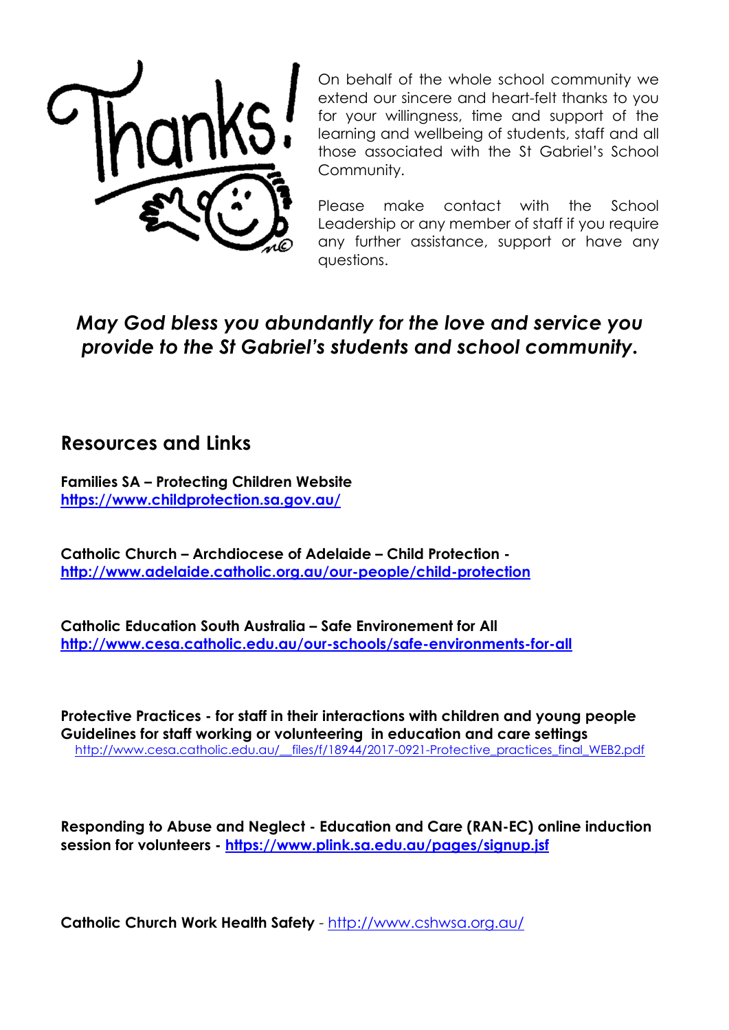On behalf of the whole school community we extend our sincere and heart-felt thanks to you for your willingness, time and support of the learning and wellbeing of students, staff and all those associated with the St Gabriel's School Community.

Please make contact with the School Leadership or any member of staff if you require any further assistance, support or have any questions.

***May God bless you abundantly for the love and service you provide to the St Gabriel's students and school community.***

## Resources and Links

**Families SA – Protecting Children Website**
**https://www.childprotection.sa.gov.au/**

**Catholic Church – Archdiocese of Adelaide – Child Protection -**
**http://www.adelaide.catholic.org.au/our-people/child-protection**

**Catholic Education South Australia – Safe Environement for All**
**http://www.cesa.catholic.edu.au/our-schools/safe-environments-for-all**

**Protective Practices - for staff in their interactions with children and young people**
**Guidelines for staff working or volunteering in education and care settings**
http://www.cesa.catholic.edu.au/__files/f/18944/2017-0921-Protective_practices_final_WEB2.pdf

**Responding to Abuse and Neglect - Education and Care (RAN-EC) online induction session for volunteers - https://www.plink.sa.edu.au/pages/signup.jsf**

**Catholic Church Work Health Safety** - http://www.cshwsa.org.au/